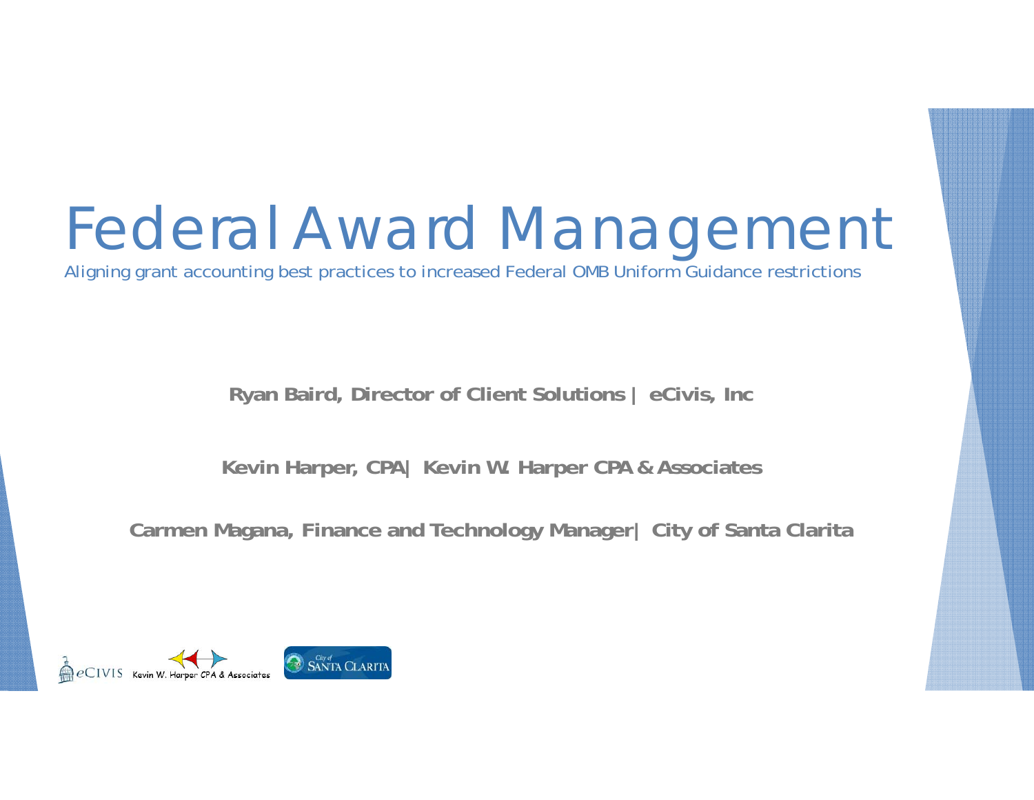# Federal Award Management

Aligning grant accounting best practices to increased Federal OMB Uniform Guidance restrictions

**Ryan Baird, Director of Client Solutions | eCivis, Inc**

**Kevin Harper, CPA | Kevin W. Harper CPA & Associates**

**Carmen Magana, Finance and Technology Manager | City of Santa Clarita**

eCIVIS Kevin W. Harper CPA & Associates City of SANTA CLARITA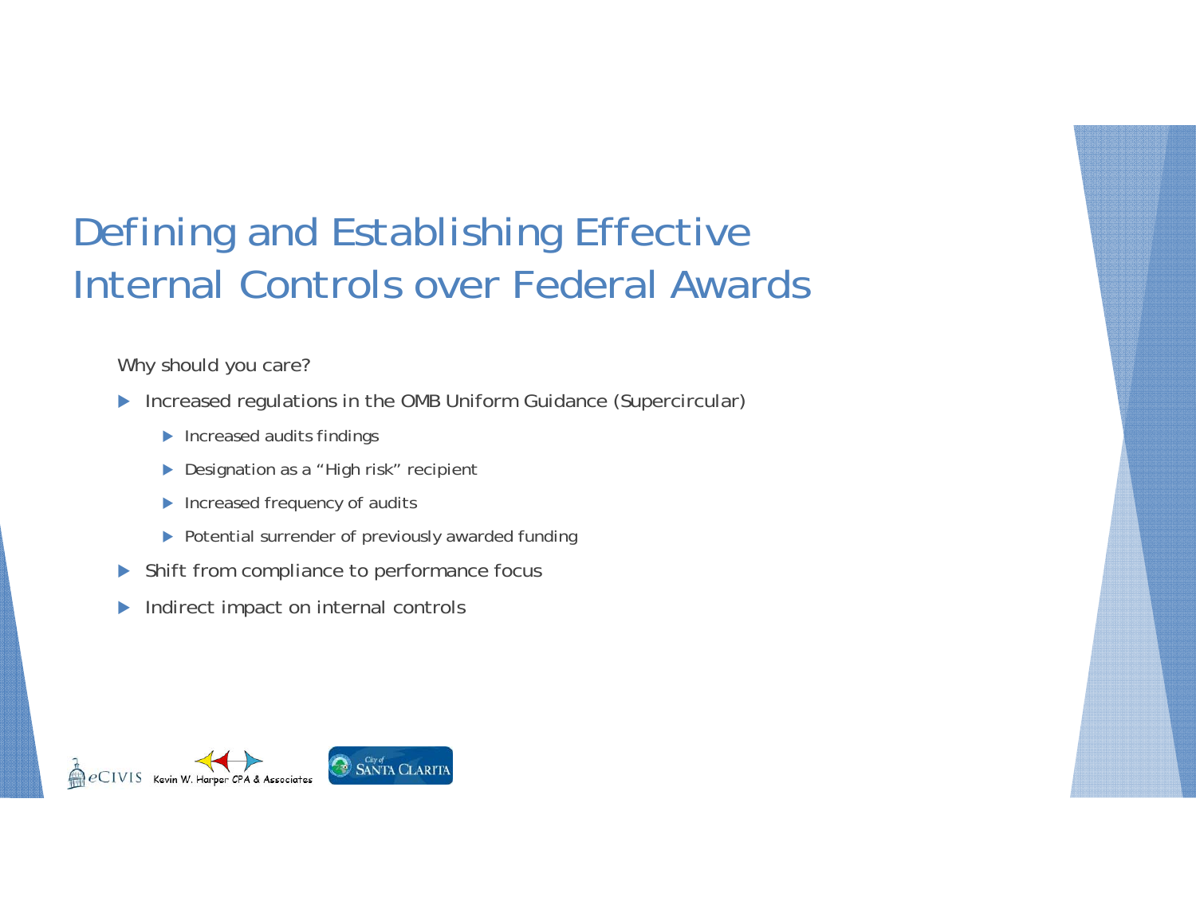# Defining and Establishing Effective Internal Controls over Federal Awards

Why should you care?

- Increased regulations in the OMB Uniform Guidance (Supercircular)
  - Increased audits findings
  - Designation as a "High risk" recipient
  - Increased frequency of audits
  - Potential surrender of previously awarded funding
- Shift from compliance to performance focus
- Indirect impact on internal controls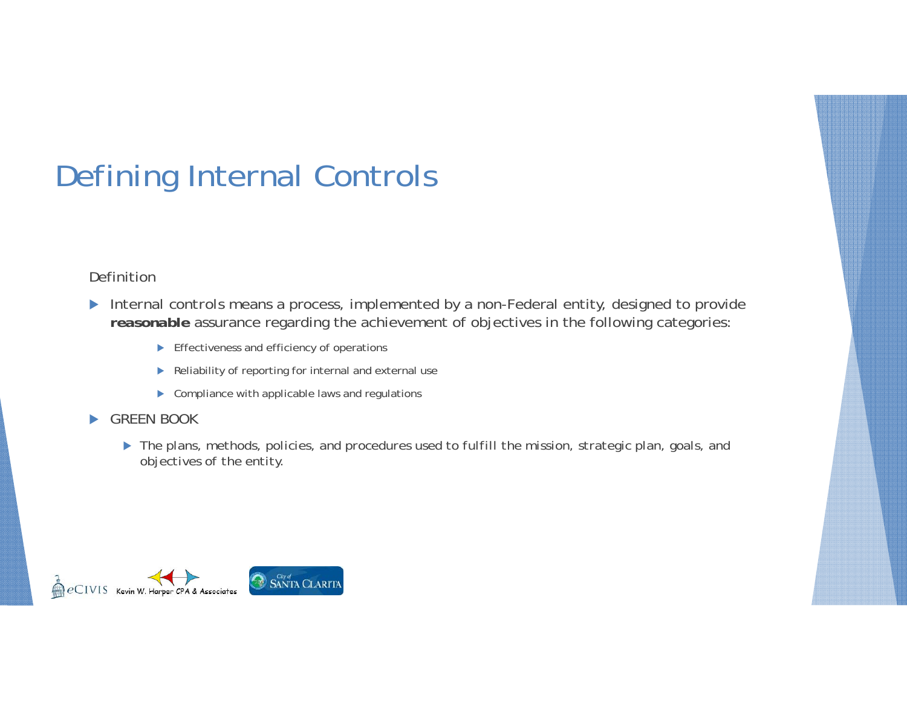# Defining Internal Controls

Definition

- Internal controls means a process, implemented by a non-Federal entity, designed to provide **reasonable** assurance regarding the achievement of objectives in the following categories:
  - Effectiveness and efficiency of operations
  - Reliability of reporting for internal and external use
  - Compliance with applicable laws and regulations
- GREEN BOOK
  - The plans, methods, policies, and procedures used to fulfill the mission, strategic plan, goals, and objectives of the entity.

eCIVIS Kevin W. Harper CPA & Associates City of SANTA CLARITA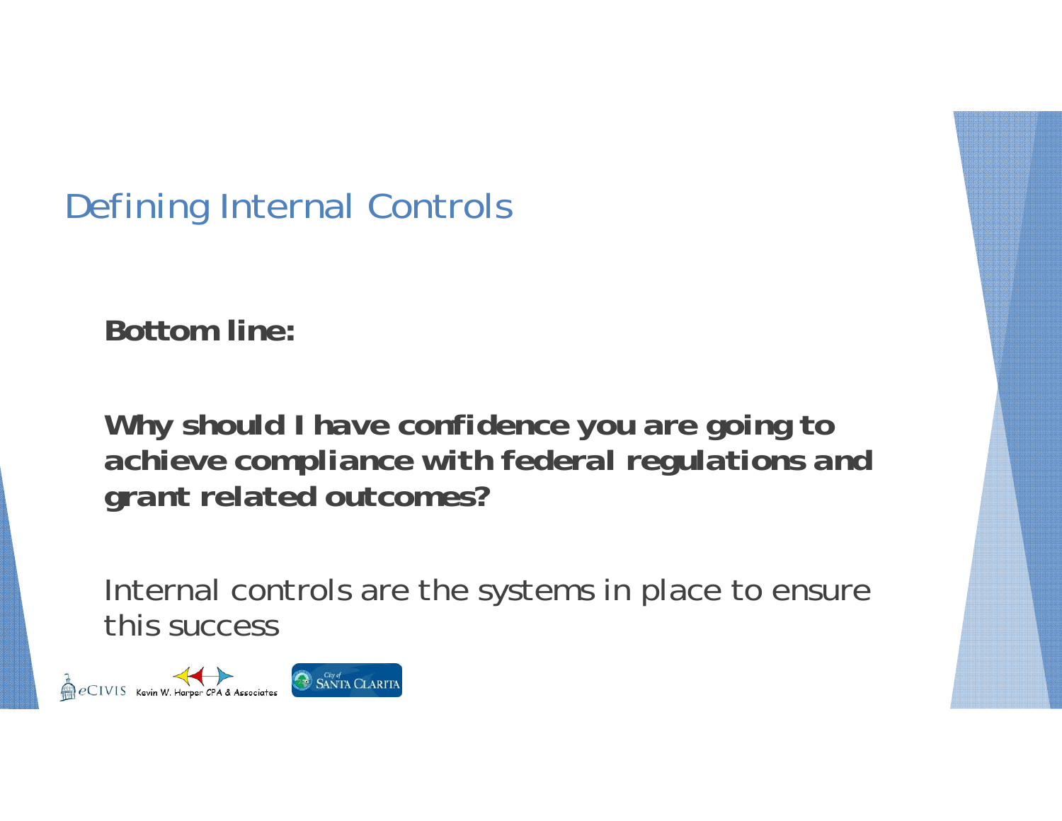# Defining Internal Controls

**Bottom line:**

**Why should I have confidence you are going to achieve compliance with federal regulations and grant related outcomes?**

Internal controls are the systems in place to ensure this success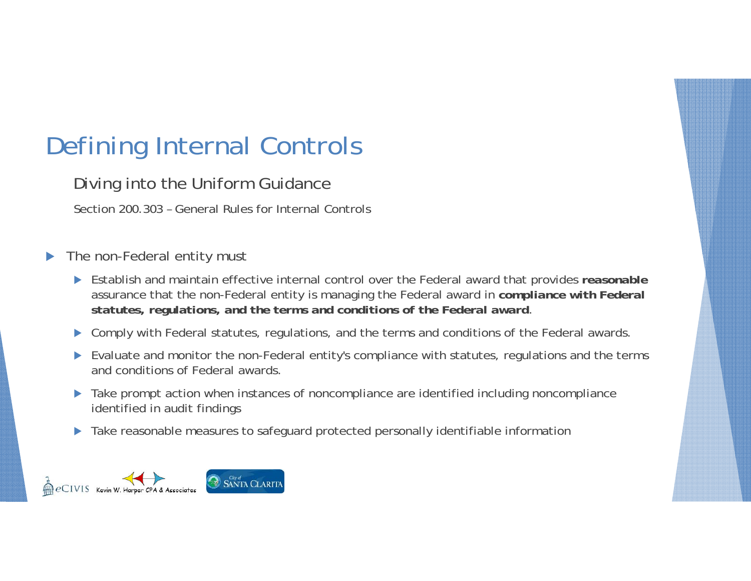# Defining Internal Controls

## Diving into the Uniform Guidance

Section 200.303 – General Rules for Internal Controls

- The non-Federal entity must
  - Establish and maintain effective internal control over the Federal award that provides **reasonable** assurance that the non-Federal entity is managing the Federal award in **compliance with Federal statutes, regulations, and the terms and conditions of the Federal award**.
  - Comply with Federal statutes, regulations, and the terms and conditions of the Federal awards.
  - Evaluate and monitor the non-Federal entity's compliance with statutes, regulations and the terms and conditions of Federal awards.
  - Take prompt action when instances of noncompliance are identified including noncompliance identified in audit findings
  - Take reasonable measures to safeguard protected personally identifiable information

eCIVIS Kevin W. Harper CPA & Associates City of Santa Clarita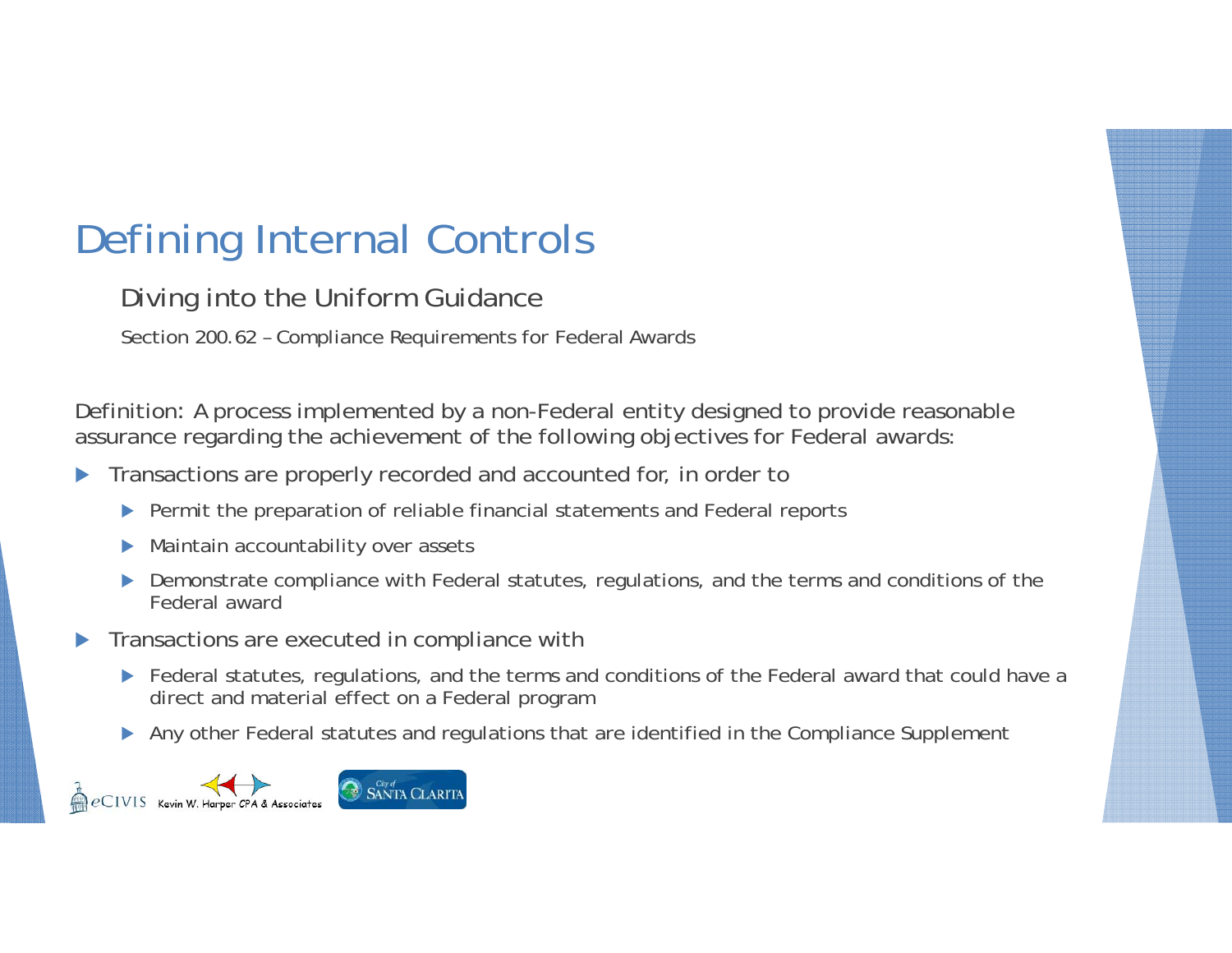# Defining Internal Controls

## Diving into the Uniform Guidance

Section 200.62 – Compliance Requirements for Federal Awards

Definition: A process implemented by a non-Federal entity designed to provide reasonable assurance regarding the achievement of the following objectives for Federal awards:

- Transactions are properly recorded and accounted for, in order to
  - Permit the preparation of reliable financial statements and Federal reports
  - Maintain accountability over assets
  - Demonstrate compliance with Federal statutes, regulations, and the terms and conditions of the Federal award
- Transactions are executed in compliance with
  - Federal statutes, regulations, and the terms and conditions of the Federal award that could have a direct and material effect on a Federal program
  - Any other Federal statutes and regulations that are identified in the Compliance Supplement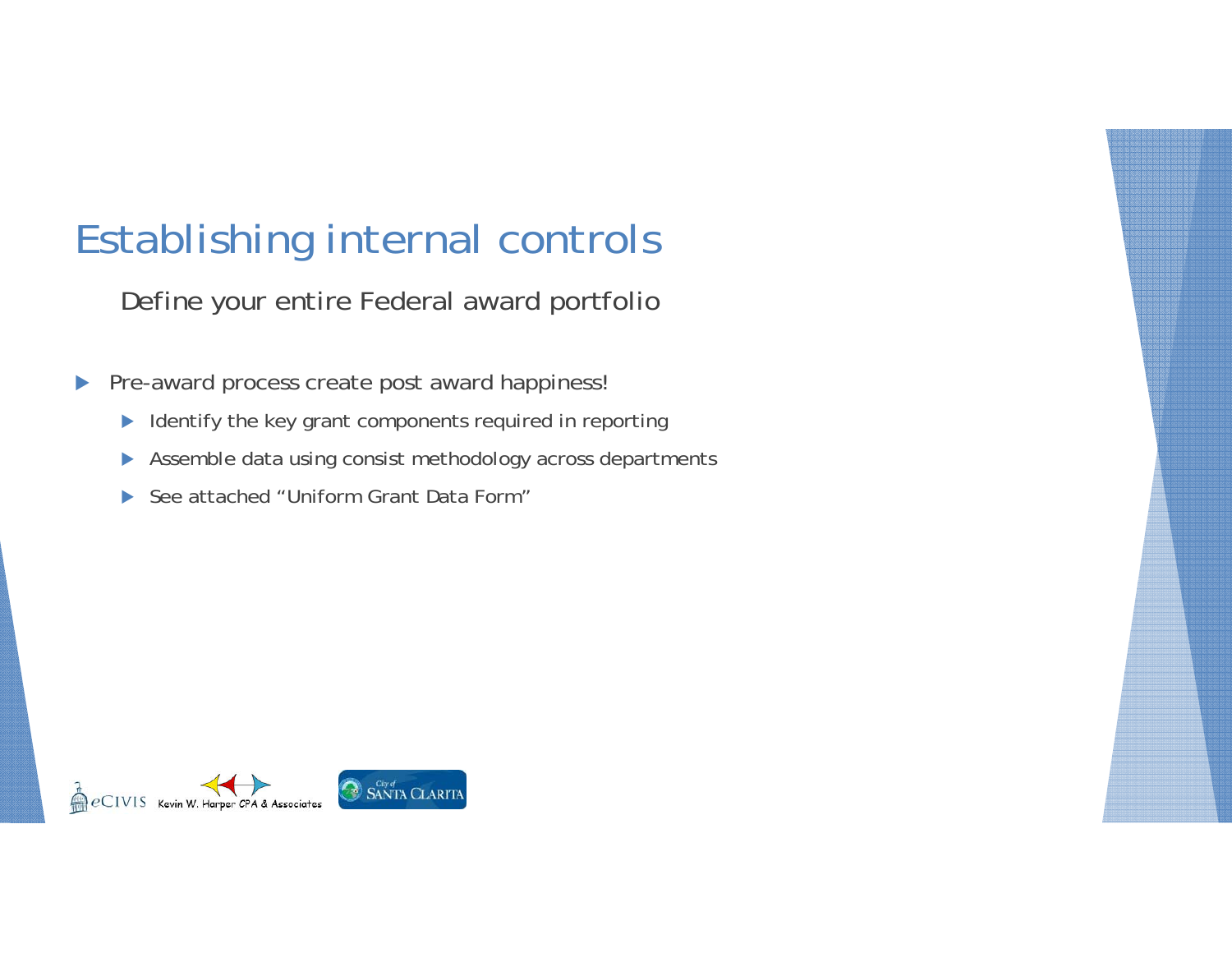# Establishing internal controls

Define your entire Federal award portfolio

- Pre-award process create post award happiness!
  - Identify the key grant components required in reporting
  - Assemble data using consist methodology across departments
  - See attached "Uniform Grant Data Form"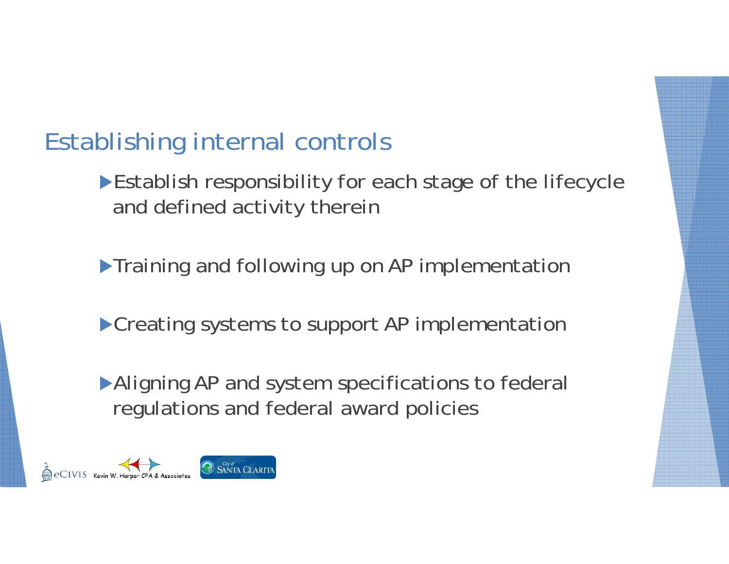# Establishing internal controls

- Establish responsibility for each stage of the lifecycle and defined activity therein
- Training and following up on AP implementation
- Creating systems to support AP implementation
- Aligning AP and system specifications to federal regulations and federal award policies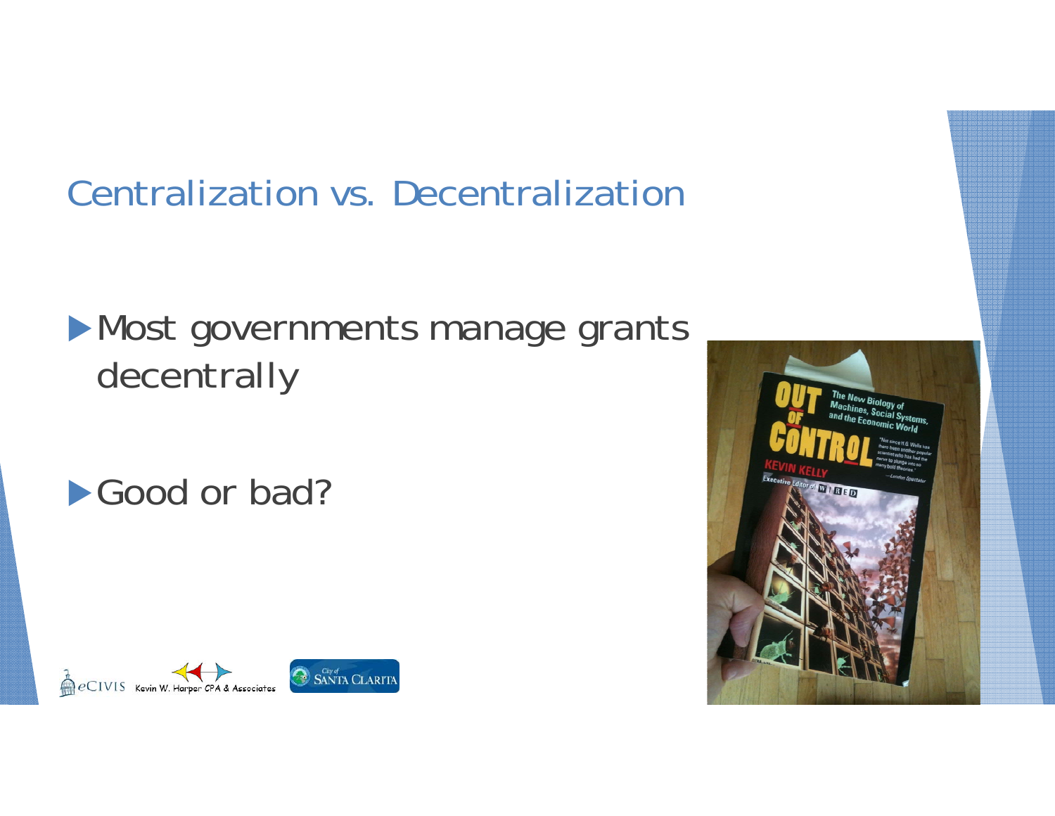# Centralization vs. Decentralization

- Most governments manage grants decentrally
- Good or bad?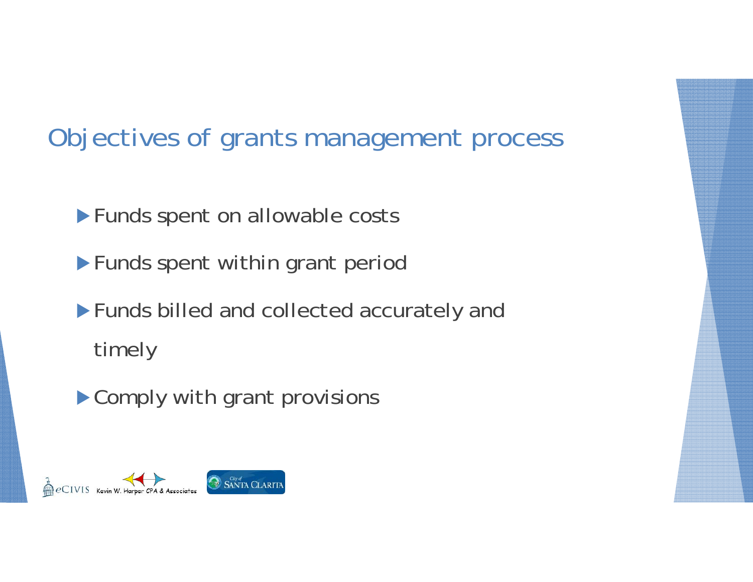# Objectives of grants management process

- Funds spent on allowable costs
- Funds spent within grant period
- Funds billed and collected accurately and timely
- Comply with grant provisions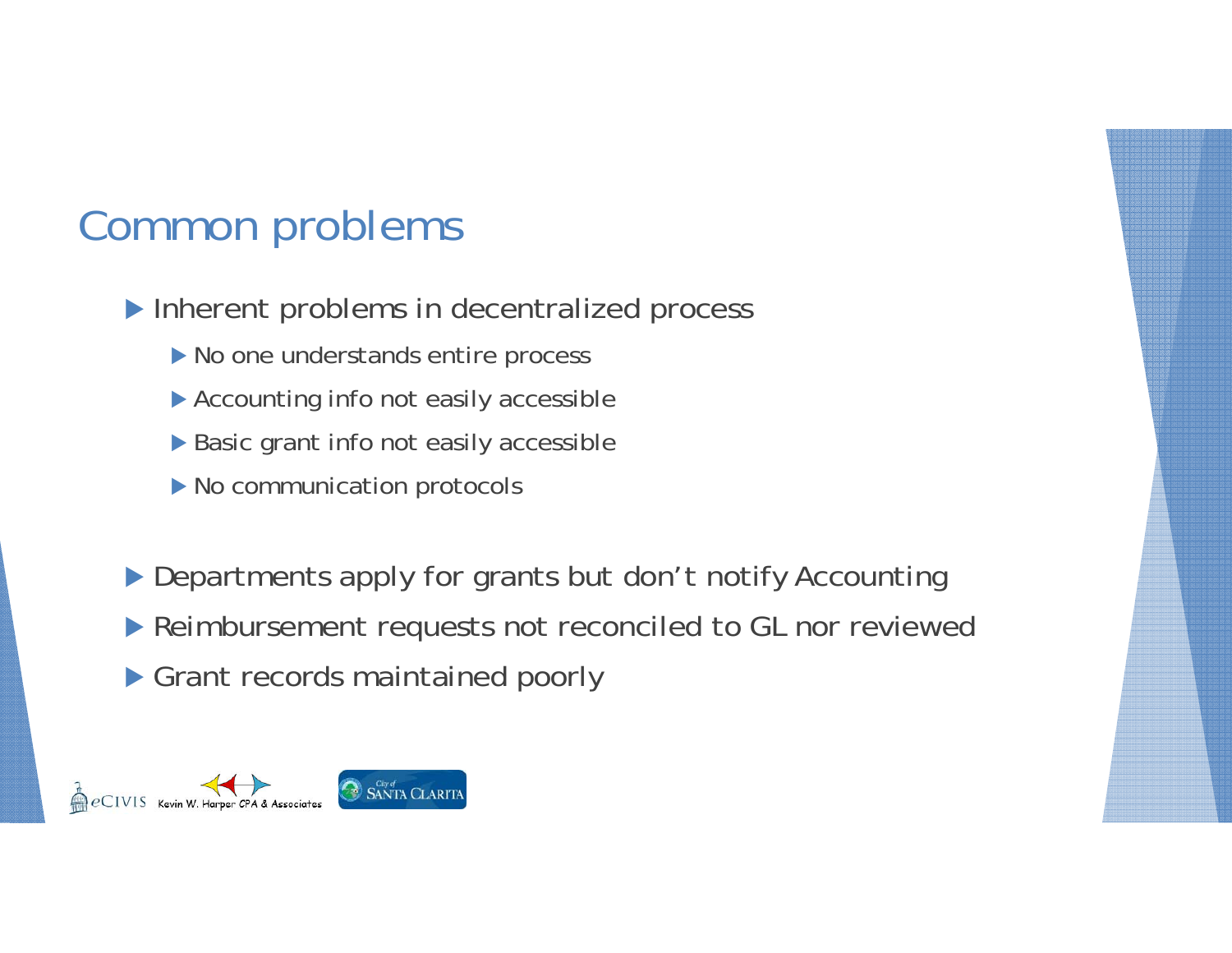# Common problems

- Inherent problems in decentralized process
  - No one understands entire process
  - Accounting info not easily accessible
  - Basic grant info not easily accessible
  - No communication protocols
- Departments apply for grants but don't notify Accounting
- Reimbursement requests not reconciled to GL nor reviewed
- Grant records maintained poorly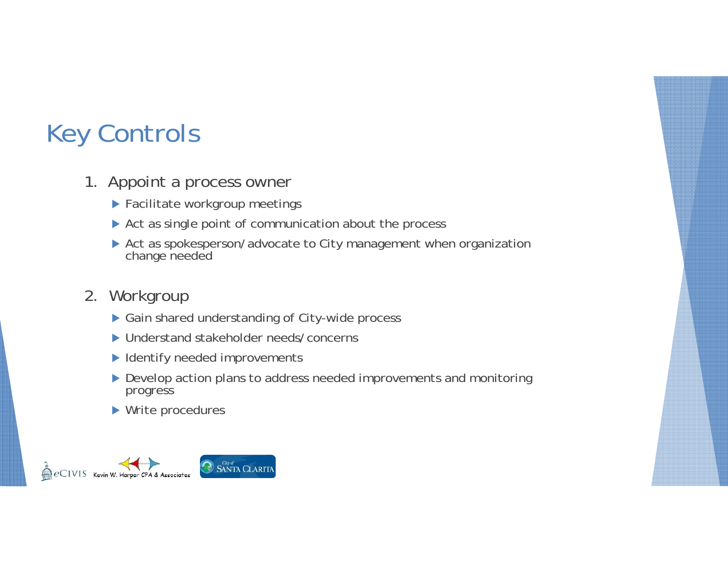# Key Controls

1. Appoint a process owner
   - Facilitate workgroup meetings
   - Act as single point of communication about the process
   - Act as spokesperson/advocate to City management when organization change needed

2. Workgroup
   - Gain shared understanding of City-wide process
   - Understand stakeholder needs/concerns
   - Identify needed improvements
   - Develop action plans to address needed improvements and monitoring progress
   - Write procedures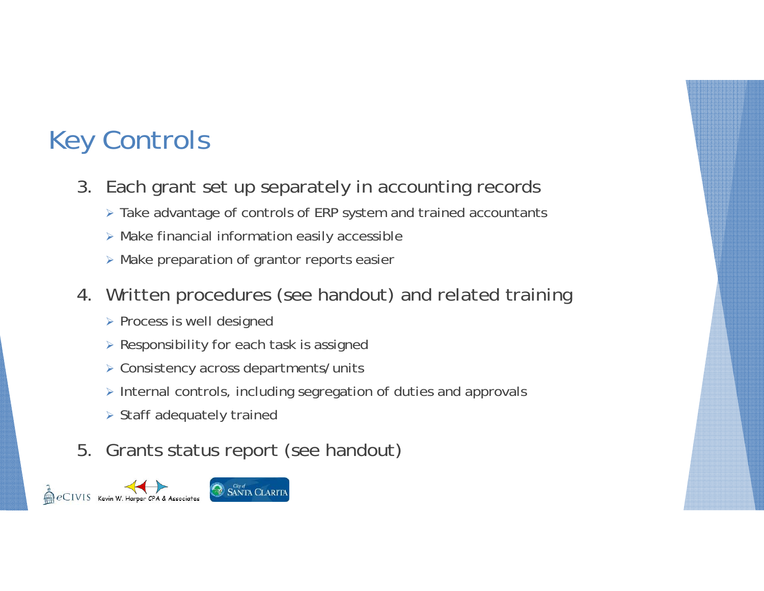# Key Controls

3. Each grant set up separately in accounting records
   - Take advantage of controls of ERP system and trained accountants
   - Make financial information easily accessible
   - Make preparation of grantor reports easier
4. Written procedures (see handout) and related training
   - Process is well designed
   - Responsibility for each task is assigned
   - Consistency across departments/units
   - Internal controls, including segregation of duties and approvals
   - Staff adequately trained
5. Grants status report (see handout)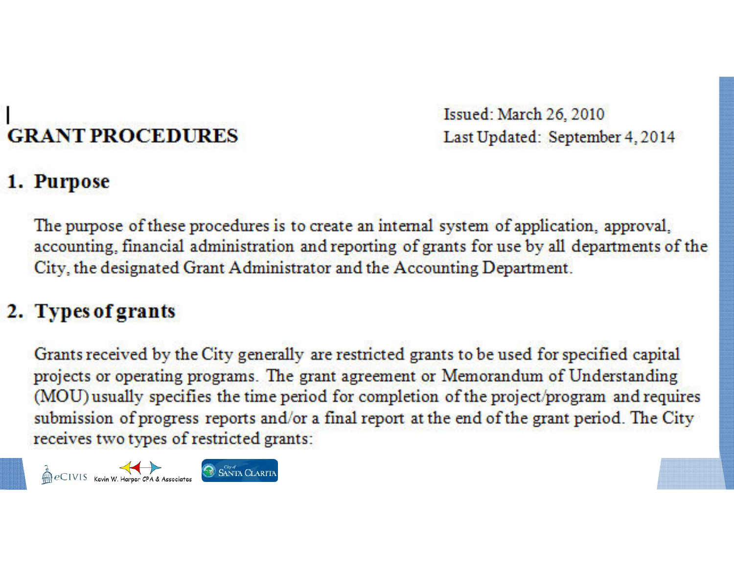# GRANT PROCEDURES

Issued: March 26, 2010
Last Updated: September 4, 2014

## 1. Purpose

The purpose of these procedures is to create an internal system of application, approval, accounting, financial administration and reporting of grants for use by all departments of the City, the designated Grant Administrator and the Accounting Department.

## 2. Types of grants

Grants received by the City generally are restricted grants to be used for specified capital projects or operating programs. The grant agreement or Memorandum of Understanding (MOU) usually specifies the time period for completion of the project/program and requires submission of progress reports and/or a final report at the end of the grant period. The City receives two types of restricted grants: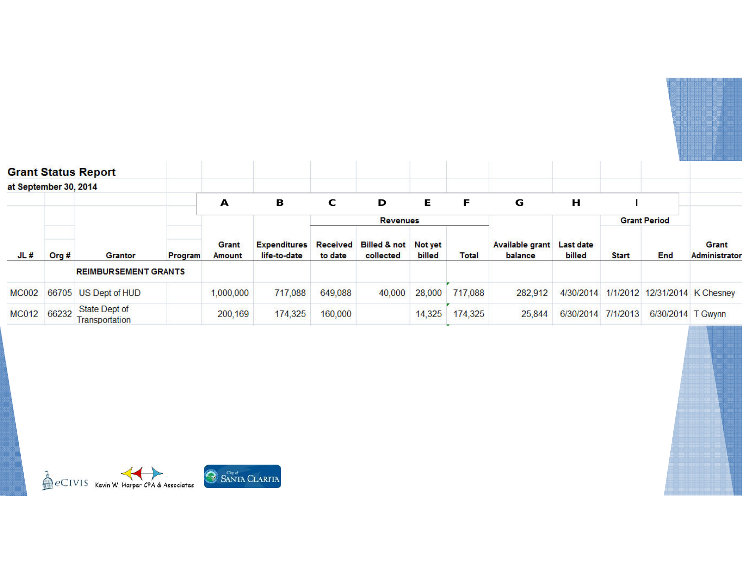## Grant Status Report

**at September 30, 2014**

| | | | | A | B | C | D | E | F | G | H | I | | |
|---|---|---|---|---|---|---|---|---|---|---|---|---|---|---|
| | | | | | | Revenues | | | | | | Grant Period | | |
| JL # | Org # | Grantor | Program | Grant Amount | Expenditures life-to-date | Received to date | Billed & not collected | Not yet billed | Total | Available grant balance | Last date billed | Start | End | Grant Administrator |
| | | **REIMBURSEMENT GRANTS** | | | | | | | | | | | | |
| MC002 | 66705 | US Dept of HUD | | 1,000,000 | 717,088 | 649,088 | 40,000 | 28,000 | 717,088 | 282,912 | 4/30/2014 | 1/1/2012 | 12/31/2014 | K Chesney |
| MC012 | 66232 | State Dept of Transportation | | 200,169 | 174,325 | 160,000 | | 14,325 | 174,325 | 25,844 | 6/30/2014 | 7/1/2013 | 6/30/2014 | T Gwynn |

eCIVIS Kevin W. Harper CPA & Associates City of Santa Clarita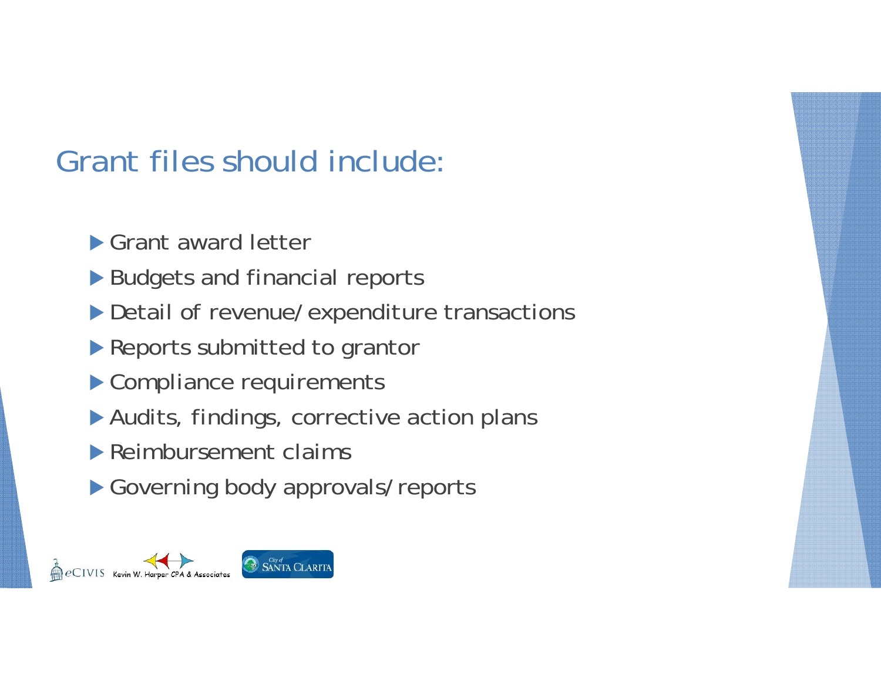## Grant files should include:

- Grant award letter
- Budgets and financial reports
- Detail of revenue/expenditure transactions
- Reports submitted to grantor
- Compliance requirements
- Audits, findings, corrective action plans
- Reimbursement claims
- Governing body approvals/reports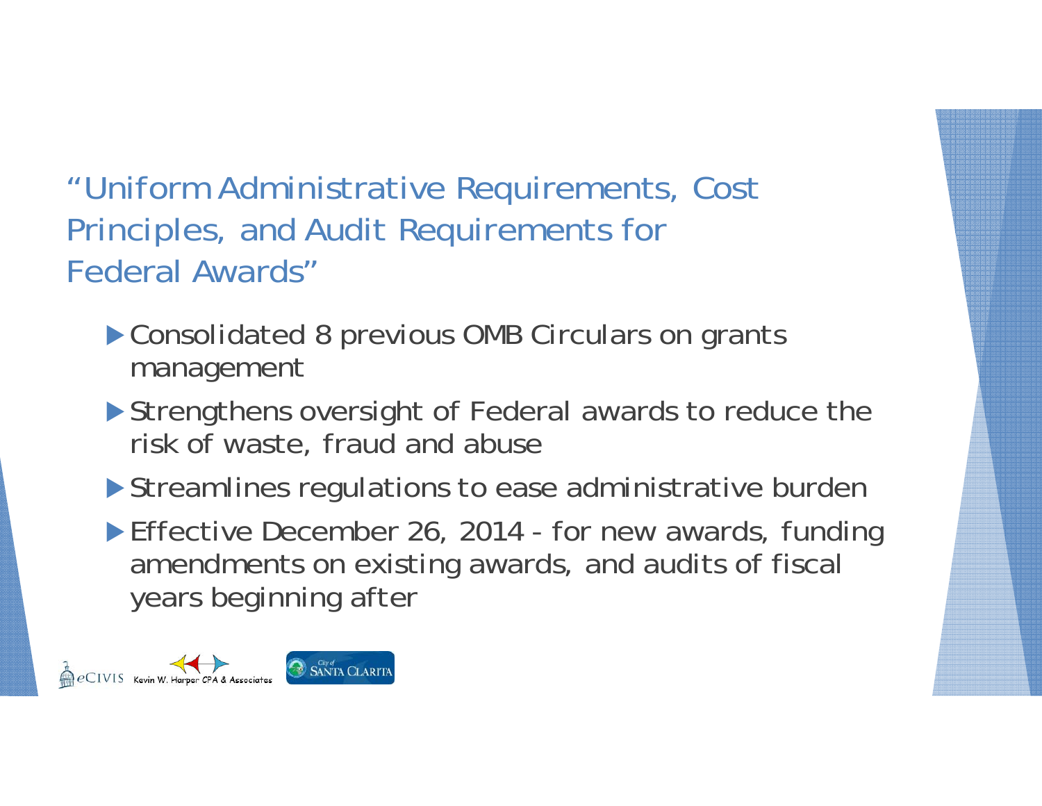## "Uniform Administrative Requirements, Cost Principles, and Audit Requirements for Federal Awards"

- Consolidated 8 previous OMB Circulars on grants management
- Strengthens oversight of Federal awards to reduce the risk of waste, fraud and abuse
- Streamlines regulations to ease administrative burden
- Effective December 26, 2014 - for new awards, funding amendments on existing awards, and audits of fiscal years beginning after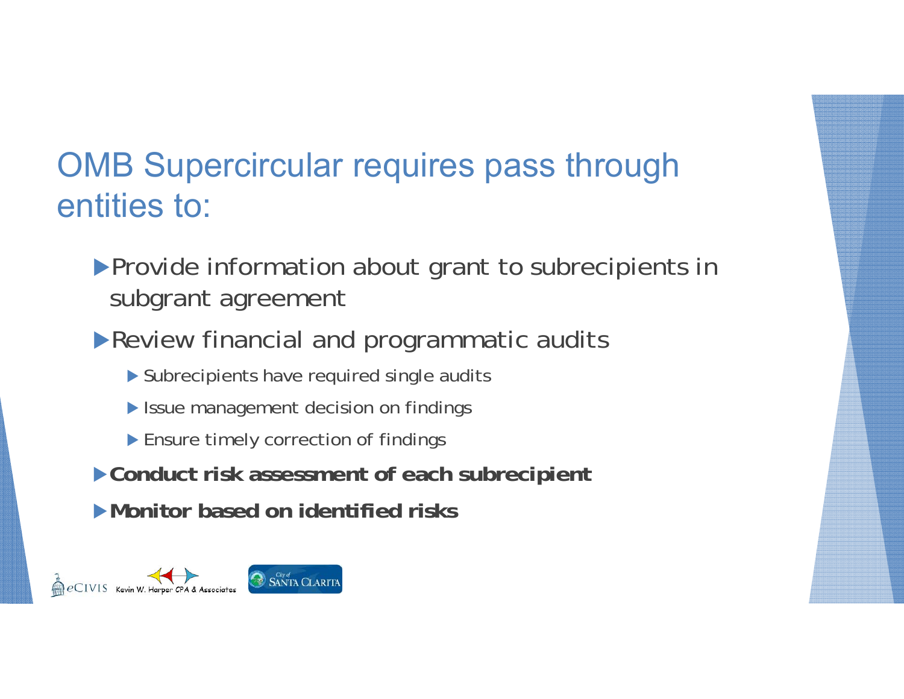# OMB Supercircular requires pass through entities to:

- Provide information about grant to subrecipients in subgrant agreement
- Review financial and programmatic audits
  - Subrecipients have required single audits
  - Issue management decision on findings
  - Ensure timely correction of findings
- **Conduct risk assessment of each subrecipient**
- **Monitor based on identified risks**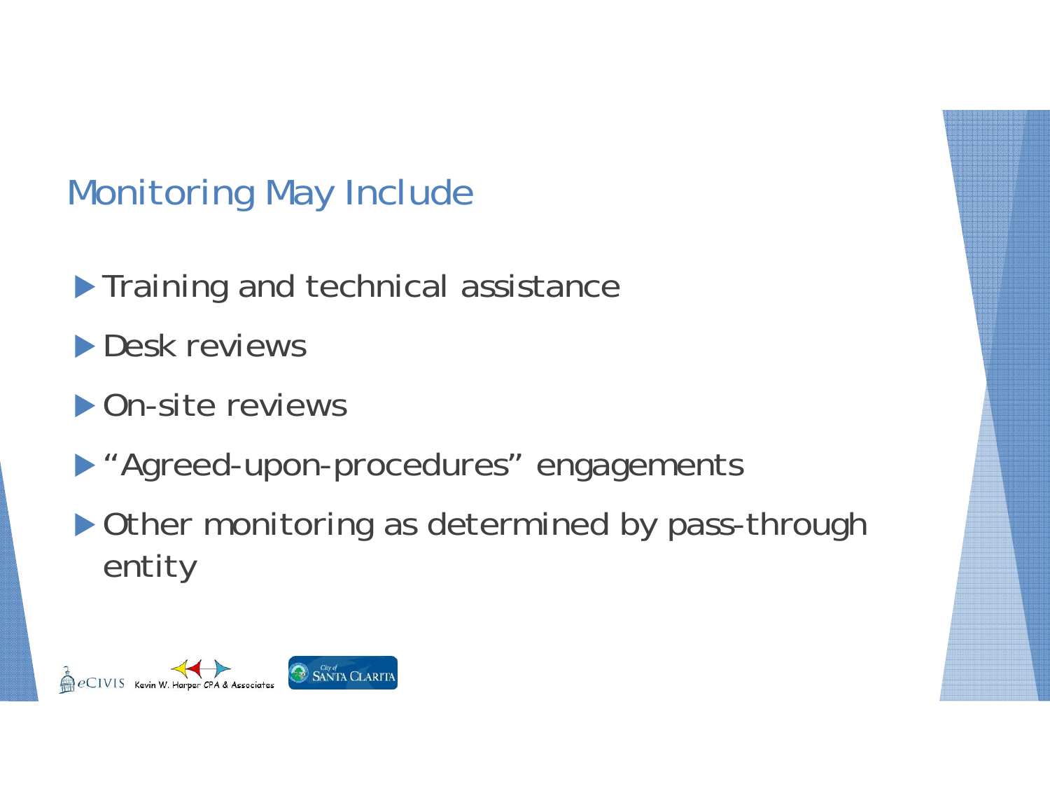## Monitoring May Include

- Training and technical assistance
- Desk reviews
- On-site reviews
- “Agreed-upon-procedures” engagements
- Other monitoring as determined by pass-through entity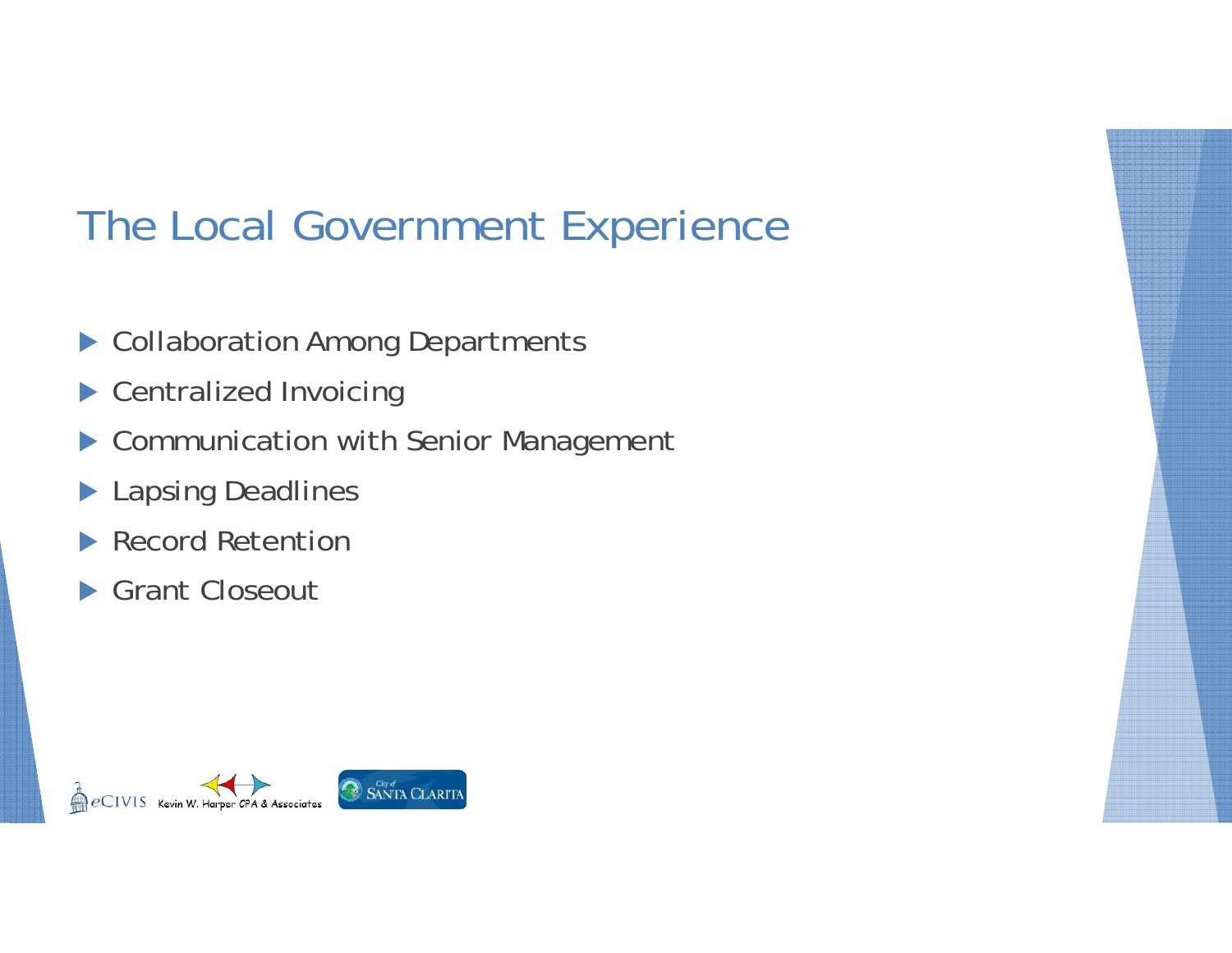# The Local Government Experience

- Collaboration Among Departments
- Centralized Invoicing
- Communication with Senior Management
- Lapsing Deadlines
- Record Retention
- Grant Closeout

eCIVIS Kevin W. Harper CPA & Associates City of Santa Clarita